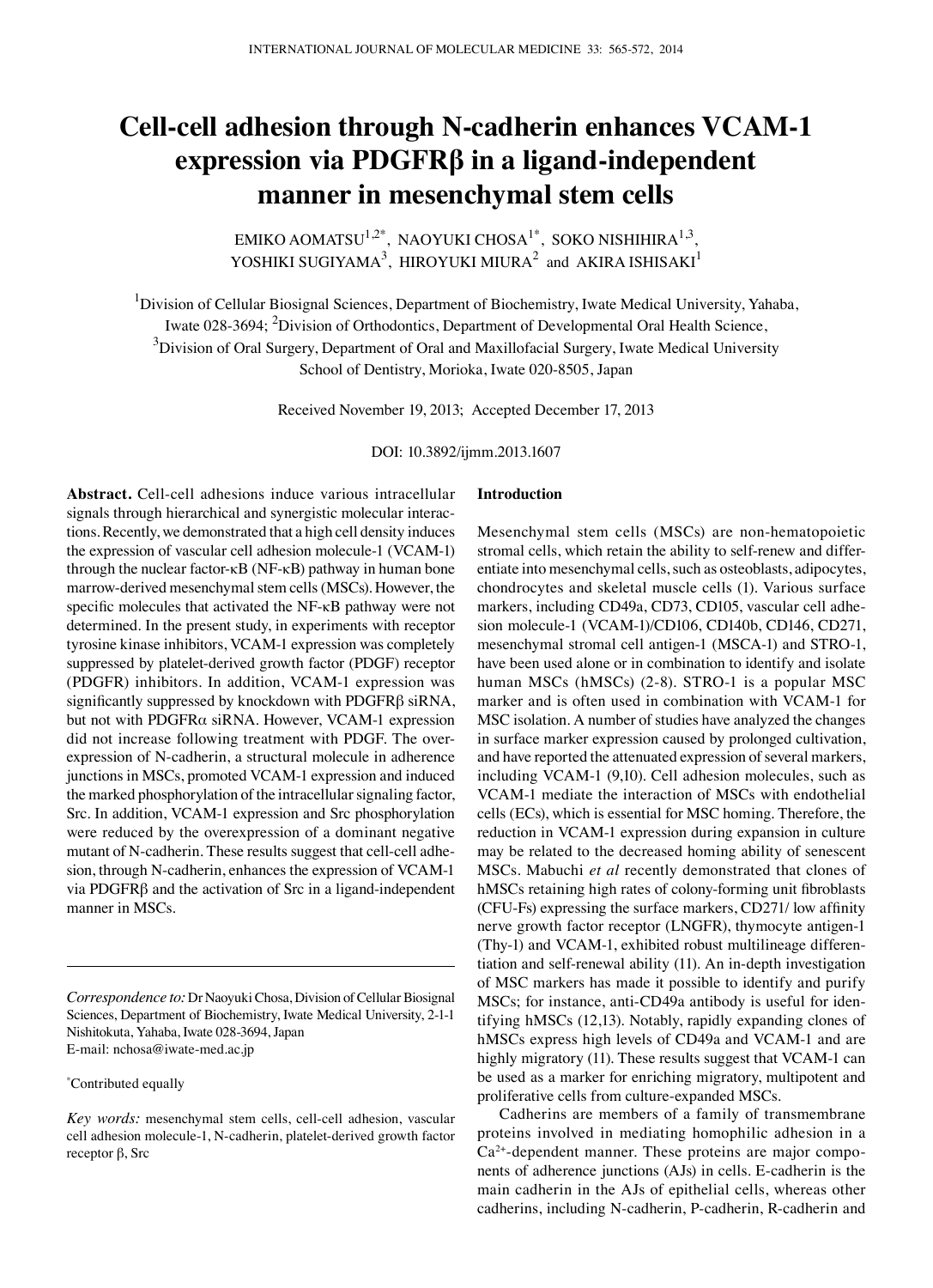# Cell-cell adhesion through N-cadherin enhances VCAM-1 expression via PDGFRβ in a ligand-independent manner in mesenchymal stem cells

EMIKO AOMATSU[1,2*], NAOYUKI CHOSA[1*], SOKO NISHIHIRA[1,3], YOSHIKI SUGIYAMA[3], HIROYUKI MIURA[2] and AKIRA ISHISAKI[1]

[1]Division of Cellular Biosignal Sciences, Department of Biochemistry, Iwate Medical University, Yahaba, Iwate 028-3694; [2]Division of Orthodontics, Department of Developmental Oral Health Science, [3]Division of Oral Surgery, Department of Oral and Maxillofacial Surgery, Iwate Medical University School of Dentistry, Morioka, Iwate 020-8505, Japan

Received November 19, 2013; Accepted December 17, 2013

DOI: 10.3892/ijmm.2013.1607

**Abstract.** Cell-cell adhesions induce various intracellular signals through hierarchical and synergistic molecular interactions. Recently, we demonstrated that a high cell density induces the expression of vascular cell adhesion molecule-1 (VCAM-1) through the nuclear factor-κB (NF-κB) pathway in human bone marrow-derived mesenchymal stem cells (MSCs). However, the specific molecules that activated the NF-κB pathway were not determined. In the present study, in experiments with receptor tyrosine kinase inhibitors, VCAM-1 expression was completely suppressed by platelet-derived growth factor (PDGF) receptor (PDGFR) inhibitors. In addition, VCAM-1 expression was significantly suppressed by knockdown with PDGFRβ siRNA, but not with PDGFRα siRNA. However, VCAM-1 expression did not increase following treatment with PDGF. The overexpression of N-cadherin, a structural molecule in adherence junctions in MSCs, promoted VCAM-1 expression and induced the marked phosphorylation of the intracellular signaling factor, Src. In addition, VCAM-1 expression and Src phosphorylation were reduced by the overexpression of a dominant negative mutant of N-cadherin. These results suggest that cell-cell adhesion, through N-cadherin, enhances the expression of VCAM-1 via PDGFRβ and the activation of Src in a ligand-independent manner in MSCs.

---

*Correspondence to:* Dr Naoyuki Chosa, Division of Cellular Biosignal Sciences, Department of Biochemistry, Iwate Medical University, 2-1-1 Nishitokuta, Yahaba, Iwate 028-3694, Japan
E-mail: nchosa@iwate-med.ac.jp

[*]Contributed equally

*Key words:* mesenchymal stem cells, cell-cell adhesion, vascular cell adhesion molecule-1, N-cadherin, platelet-derived growth factor receptor β, Src

## Introduction

Mesenchymal stem cells (MSCs) are non-hematopoietic stromal cells, which retain the ability to self-renew and differentiate into mesenchymal cells, such as osteoblasts, adipocytes, chondrocytes and skeletal muscle cells (1). Various surface markers, including CD49a, CD73, CD105, vascular cell adhesion molecule-1 (VCAM-1)/CD106, CD140b, CD146, CD271, mesenchymal stromal cell antigen-1 (MSCA-1) and STRO-1, have been used alone or in combination to identify and isolate human MSCs (hMSCs) (2-8). STRO-1 is a popular MSC marker and is often used in combination with VCAM-1 for MSC isolation. A number of studies have analyzed the changes in surface marker expression caused by prolonged cultivation, and have reported the attenuated expression of several markers, including VCAM-1 (9,10). Cell adhesion molecules, such as VCAM-1 mediate the interaction of MSCs with endothelial cells (ECs), which is essential for MSC homing. Therefore, the reduction in VCAM-1 expression during expansion in culture may be related to the decreased homing ability of senescent MSCs. Mabuchi *et al* recently demonstrated that clones of hMSCs retaining high rates of colony-forming unit fibroblasts (CFU-Fs) expressing the surface markers, CD271/ low affinity nerve growth factor receptor (LNGFR), thymocyte antigen-1 (Thy-1) and VCAM-1, exhibited robust multilineage differentiation and self-renewal ability (11). An in-depth investigation of MSC markers has made it possible to identify and purify MSCs; for instance, anti-CD49a antibody is useful for identifying hMSCs (12,13). Notably, rapidly expanding clones of hMSCs express high levels of CD49a and VCAM-1 and are highly migratory (11). These results suggest that VCAM-1 can be used as a marker for enriching migratory, multipotent and proliferative cells from culture-expanded MSCs.

Cadherins are members of a family of transmembrane proteins involved in mediating homophilic adhesion in a $Ca^{2+}$-dependent manner. These proteins are major components of adherence junctions (AJs) in cells. E-cadherin is the main cadherin in the AJs of epithelial cells, whereas other cadherins, including N-cadherin, P-cadherin, R-cadherin and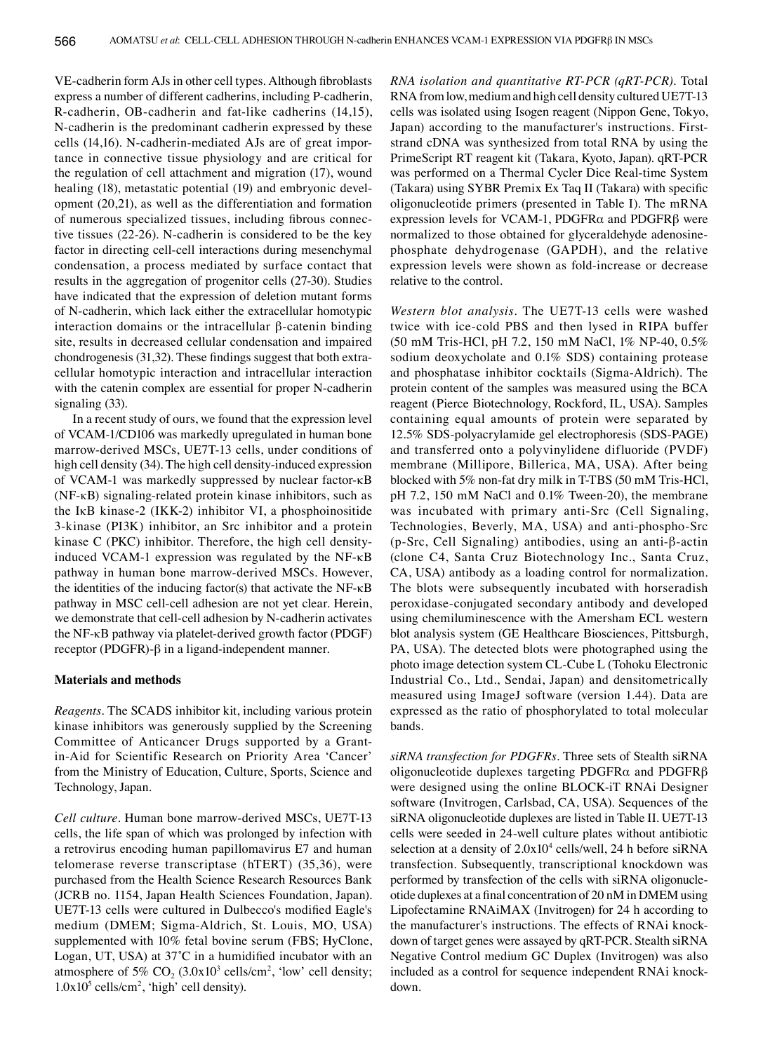VE-cadherin form AJs in other cell types. Although fibroblasts express a number of different cadherins, including P-cadherin, R-cadherin, OB-cadherin and fat-like cadherins (14,15), N-cadherin is the predominant cadherin expressed by these cells (14,16). N-cadherin-mediated AJs are of great importance in connective tissue physiology and are critical for the regulation of cell attachment and migration (17), wound healing (18), metastatic potential (19) and embryonic development (20,21), as well as the differentiation and formation of numerous specialized tissues, including fibrous connective tissues (22-26). N-cadherin is considered to be the key factor in directing cell-cell interactions during mesenchymal condensation, a process mediated by surface contact that results in the aggregation of progenitor cells (27-30). Studies have indicated that the expression of deletion mutant forms of N-cadherin, which lack either the extracellular homotypic interaction domains or the intracellular β-catenin binding site, results in decreased cellular condensation and impaired chondrogenesis (31,32). These findings suggest that both extracellular homotypic interaction and intracellular interaction with the catenin complex are essential for proper N-cadherin signaling (33).

In a recent study of ours, we found that the expression level of VCAM-1/CD106 was markedly upregulated in human bone marrow-derived MSCs, UE7T-13 cells, under conditions of high cell density (34). The high cell density-induced expression of VCAM-1 was markedly suppressed by nuclear factor-κB (NF-κB) signaling-related protein kinase inhibitors, such as the IκB kinase-2 (IKK-2) inhibitor VI, a phosphoinositide 3-kinase (PI3K) inhibitor, an Src inhibitor and a protein kinase C (PKC) inhibitor. Therefore, the high cell density-induced VCAM-1 expression was regulated by the NF-κB pathway in human bone marrow-derived MSCs. However, the identities of the inducing factor(s) that activate the NF-κB pathway in MSC cell-cell adhesion are not yet clear. Herein, we demonstrate that cell-cell adhesion by N-cadherin activates the NF-κB pathway via platelet-derived growth factor (PDGF) receptor (PDGFR)-β in a ligand-independent manner.

## Materials and methods

*Reagents.* The SCADS inhibitor kit, including various protein kinase inhibitors was generously supplied by the Screening Committee of Anticancer Drugs supported by a Grant-in-Aid for Scientific Research on Priority Area 'Cancer' from the Ministry of Education, Culture, Sports, Science and Technology, Japan.

*Cell culture.* Human bone marrow-derived MSCs, UE7T-13 cells, the life span of which was prolonged by infection with a retrovirus encoding human papillomavirus E7 and human telomerase reverse transcriptase (hTERT) (35,36), were purchased from the Health Science Research Resources Bank (JCRB no. 1154, Japan Health Sciences Foundation, Japan). UE7T-13 cells were cultured in Dulbecco's modified Eagle's medium (DMEM; Sigma-Aldrich, St. Louis, MO, USA) supplemented with 10% fetal bovine serum (FBS; HyClone, Logan, UT, USA) at 37˚C in a humidified incubator with an atmosphere of 5% $CO_2$ ($3.0 \times 10^3$ cells/cm$^2$, 'low' cell density; $1.0 \times 10^5$ cells/cm$^2$, 'high' cell density).

*RNA isolation and quantitative RT-PCR (qRT-PCR).* Total RNA from low, medium and high cell density cultured UE7T-13 cells was isolated using Isogen reagent (Nippon Gene, Tokyo, Japan) according to the manufacturer's instructions. First-strand cDNA was synthesized from total RNA by using the PrimeScript RT reagent kit (Takara, Kyoto, Japan). qRT-PCR was performed on a Thermal Cycler Dice Real-time System (Takara) using SYBR Premix Ex Taq II (Takara) with specific oligonucleotide primers (presented in Table I). The mRNA expression levels for VCAM-1, PDGFRα and PDGFRβ were normalized to those obtained for glyceraldehyde adenosine-phosphate dehydrogenase (GAPDH), and the relative expression levels were shown as fold-increase or decrease relative to the control.

*Western blot analysis.* The UE7T-13 cells were washed twice with ice-cold PBS and then lysed in RIPA buffer (50 mM Tris-HCl, pH 7.2, 150 mM NaCl, 1% NP-40, 0.5% sodium deoxycholate and 0.1% SDS) containing protease and phosphatase inhibitor cocktails (Sigma-Aldrich). The protein content of the samples was measured using the BCA reagent (Pierce Biotechnology, Rockford, IL, USA). Samples containing equal amounts of protein were separated by 12.5% SDS-polyacrylamide gel electrophoresis (SDS-PAGE) and transferred onto a polyvinylidene difluoride (PVDF) membrane (Millipore, Billerica, MA, USA). After being blocked with 5% non-fat dry milk in T-TBS (50 mM Tris-HCl, pH 7.2, 150 mM NaCl and 0.1% Tween-20), the membrane was incubated with primary anti-Src (Cell Signaling, Technologies, Beverly, MA, USA) and anti-phospho-Src (p-Src, Cell Signaling) antibodies, using an anti-β-actin (clone C4, Santa Cruz Biotechnology Inc., Santa Cruz, CA, USA) antibody as a loading control for normalization. The blots were subsequently incubated with horseradish peroxidase-conjugated secondary antibody and developed using chemiluminescence with the Amersham ECL western blot analysis system (GE Healthcare Biosciences, Pittsburgh, PA, USA). The detected blots were photographed using the photo image detection system CL-Cube L (Tohoku Electronic Industrial Co., Ltd., Sendai, Japan) and densitometrically measured using ImageJ software (version 1.44). Data are expressed as the ratio of phosphorylated to total molecular bands.

*siRNA transfection for PDGFRs.* Three sets of Stealth siRNA oligonucleotide duplexes targeting PDGFRα and PDGFRβ were designed using the online BLOCK-iT RNAi Designer software (Invitrogen, Carlsbad, CA, USA). Sequences of the siRNA oligonucleotide duplexes are listed in Table II. UE7T-13 cells were seeded in 24-well culture plates without antibiotic selection at a density of $2.0 \times 10^4$ cells/well, 24 h before siRNA transfection. Subsequently, transcriptional knockdown was performed by transfection of the cells with siRNA oligonucleotide duplexes at a final concentration of 20 nM in DMEM using Lipofectamine RNAiMAX (Invitrogen) for 24 h according to the manufacturer's instructions. The effects of RNAi knockdown of target genes were assayed by qRT-PCR. Stealth siRNA Negative Control medium GC Duplex (Invitrogen) was also included as a control for sequence independent RNAi knockdown.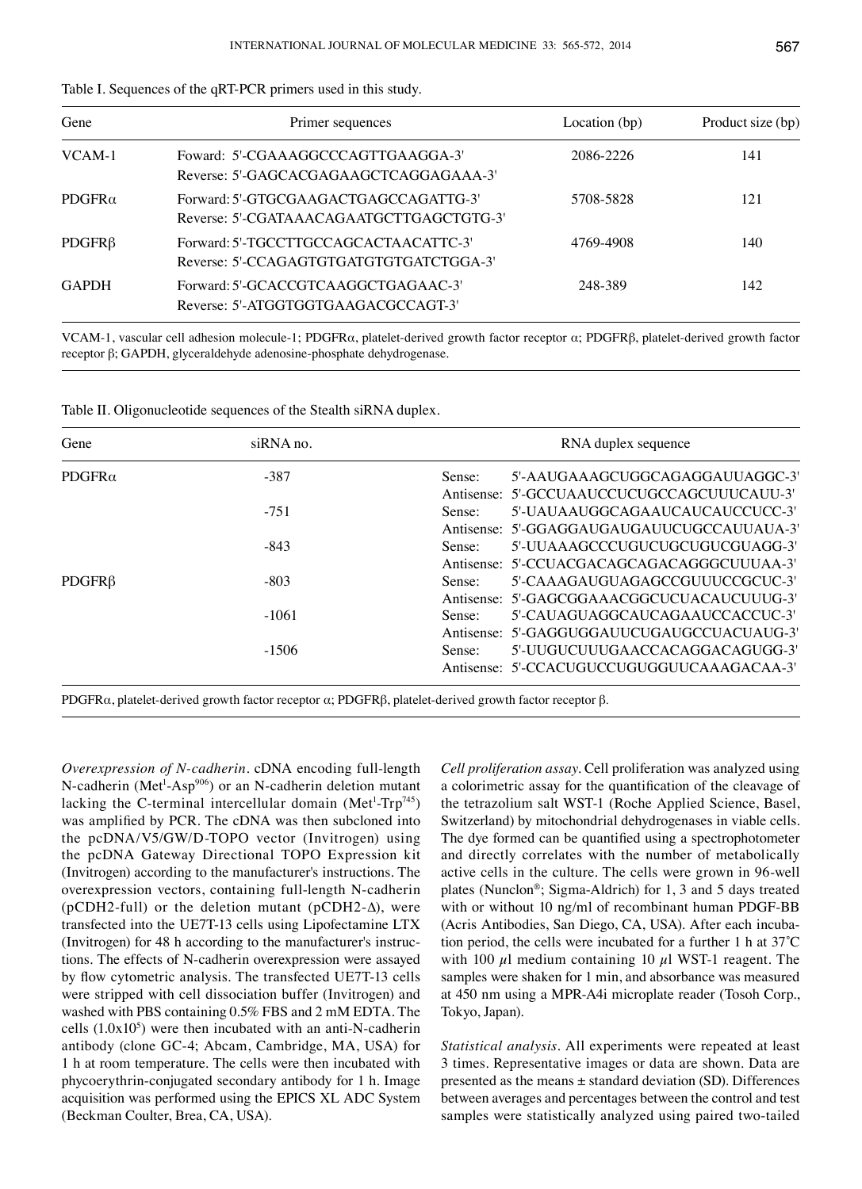Table I. Sequences of the qRT-PCR primers used in this study.

| Gene | Primer sequences | Location (bp) | Product size (bp) |
|---|---|---|---|
| VCAM-1 | Foward: 5'-CGAAAGGCCCAGTTGAAGGA-3'<br>Reverse: 5'-GAGCACGAGAAGCTCAGGAGAAA-3' | 2086-2226 | 141 |
| PDGFRα | Forward: 5'-GTGCGAAGACTGAGCCAGATTG-3'<br>Reverse: 5'-CGATAAACAGAATGCTTGAGCTGTG-3' | 5708-5828 | 121 |
| PDGFRβ | Forward: 5'-TGCCTTGCCAGCACTAACATTC-3'<br>Reverse: 5'-CCAGAGTGTGATGTGTGATCTGGA-3' | 4769-4908 | 140 |
| GAPDH | Forward: 5'-GCACCGTCAAGGCTGAGAAC-3'<br>Reverse: 5'-ATGGTGGTGAAGACGCCAGT-3' | 248-389 | 142 |

VCAM-1, vascular cell adhesion molecule-1; PDGFRα, platelet-derived growth factor receptor α; PDGFRβ, platelet-derived growth factor receptor β; GAPDH, glyceraldehyde adenosine-phosphate dehydrogenase.

Table II. Oligonucleotide sequences of the Stealth siRNA duplex.

| Gene | siRNA no. | RNA duplex sequence |
|---|---|---|
| PDGFRα | -387 | Sense: 5'-AAUGAAAGCUGGCAGAGGAUUAGGC-3'<br>Antisense: 5'-GCCUAAUCCUCUGCCAGCUUUCAUU-3' |
| | -751 | Sense: 5'-UAUAAUGGCAGAAUCAUCAUCCUCC-3'<br>Antisense: 5'-GGAGGAUGAUGAUUCUGCCAUUAUA-3' |
| | -843 | Sense: 5'-UUAAAGCCCUGUCUGCUGUCGUAGG-3'<br>Antisense: 5'-CCUACGACAGCAGACAGGGCUUUAA-3' |
| PDGFRβ | -803 | Sense: 5'-CAAAGAUGUAGAGCCGUUUCCGCUC-3'<br>Antisense: 5'-GAGCGGAAACGGCUCUACAUCUUUG-3' |
| | -1061 | Sense: 5'-CAUAGUAGGCAUCAGAAUCCACCUC-3'<br>Antisense: 5'-GAGGUGGAUUCUGAUGCCUACUAUG-3' |
| | -1506 | Sense: 5'-UUGUCUUUGAACCACAGGACAGUGG-3'<br>Antisense: 5'-CCACUGUCCUGUGGUUCAAAGACAA-3' |

PDGFRα, platelet-derived growth factor receptor α; PDGFRβ, platelet-derived growth factor receptor β.

*Overexpression of N-cadherin.* cDNA encoding full-length N-cadherin ($Met^1$-$Asp^{906}$) or an N-cadherin deletion mutant lacking the C-terminal intercellular domain ($Met^1$-$Trp^{745}$) was amplified by PCR. The cDNA was then subcloned into the pcDNA/V5/GW/D-TOPO vector (Invitrogen) using the pcDNA Gateway Directional TOPO Expression kit (Invitrogen) according to the manufacturer's instructions. The overexpression vectors, containing full-length N-cadherin (pCDH2-full) or the deletion mutant (pCDH2-Δ), were transfected into the UE7T-13 cells using Lipofectamine LTX (Invitrogen) for 48 h according to the manufacturer's instructions. The effects of N-cadherin overexpression were assayed by flow cytometric analysis. The transfected UE7T-13 cells were stripped with cell dissociation buffer (Invitrogen) and washed with PBS containing 0.5% FBS and 2 mM EDTA. The cells ($1.0 \times 10^5$) were then incubated with an anti-N-cadherin antibody (clone GC-4; Abcam, Cambridge, MA, USA) for 1 h at room temperature. The cells were then incubated with phycoerythrin-conjugated secondary antibody for 1 h. Image acquisition was performed using the EPICS XL ADC System (Beckman Coulter, Brea, CA, USA).

*Cell proliferation assay.* Cell proliferation was analyzed using a colorimetric assay for the quantification of the cleavage of the tetrazolium salt WST-1 (Roche Applied Science, Basel, Switzerland) by mitochondrial dehydrogenases in viable cells. The dye formed can be quantified using a spectrophotometer and directly correlates with the number of metabolically active cells in the culture. The cells were grown in 96-well plates (Nunclon®; Sigma-Aldrich) for 1, 3 and 5 days treated with or without 10 ng/ml of recombinant human PDGF-BB (Acris Antibodies, San Diego, CA, USA). After each incubation period, the cells were incubated for a further 1 h at 37˚C with 100 µl medium containing 10 µl WST-1 reagent. The samples were shaken for 1 min, and absorbance was measured at 450 nm using a MPR-A4i microplate reader (Tosoh Corp., Tokyo, Japan).

*Statistical analysis.* All experiments were repeated at least 3 times. Representative images or data are shown. Data are presented as the means ± standard deviation (SD). Differences between averages and percentages between the control and test samples were statistically analyzed using paired two-tailed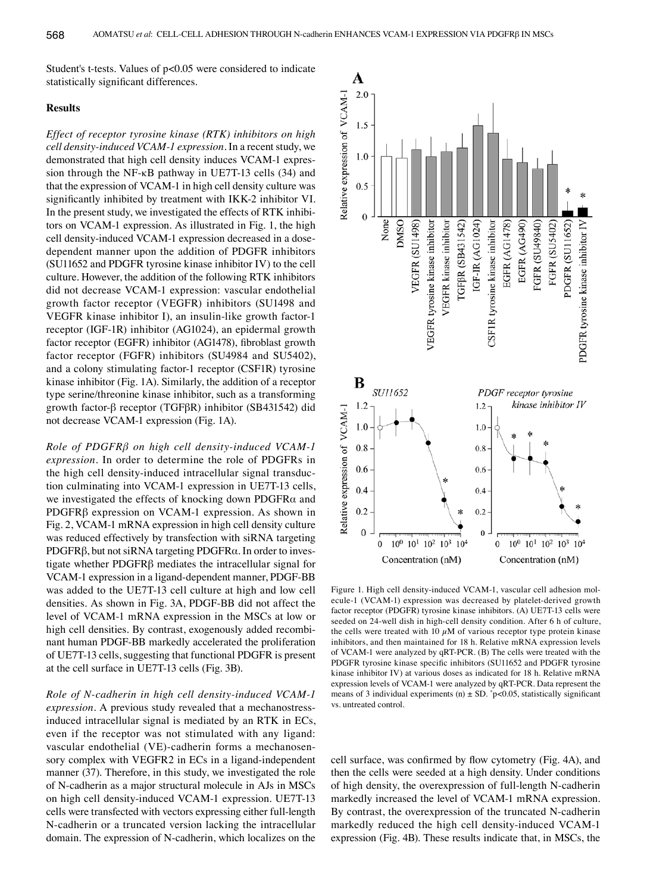Student's t-tests. Values of $p<0.05$ were considered to indicate statistically significant differences.

## Results

*Effect of receptor tyrosine kinase (RTK) inhibitors on high cell density-induced VCAM-1 expression.* In a recent study, we demonstrated that high cell density induces VCAM-1 expression through the NF-κB pathway in UE7T-13 cells (34) and that the expression of VCAM-1 in high cell density culture was significantly inhibited by treatment with IKK-2 inhibitor VI. In the present study, we investigated the effects of RTK inhibitors on VCAM-1 expression. As illustrated in Fig. 1, the high cell density-induced VCAM-1 expression decreased in a dose-dependent manner upon the addition of PDGFR inhibitors (SU11652 and PDGFR tyrosine kinase inhibitor IV) to the cell culture. However, the addition of the following RTK inhibitors did not decrease VCAM-1 expression: vascular endothelial growth factor receptor (VEGFR) inhibitors (SU1498 and VEGFR kinase inhibitor I), an insulin-like growth factor-1 receptor (IGF-1R) inhibitor (AG1024), an epidermal growth factor receptor (EGFR) inhibitor (AG1478), fibroblast growth factor receptor (FGFR) inhibitors (SU4984 and SU5402), and a colony stimulating factor-1 receptor (CSF1R) tyrosine kinase inhibitor (Fig. 1A). Similarly, the addition of a receptor type serine/threonine kinase inhibitor, such as a transforming growth factor-β receptor (TGFβR) inhibitor (SB431542) did not decrease VCAM-1 expression (Fig. 1A).

*Role of PDGFRβ on high cell density-induced VCAM-1 expression.* In order to determine the role of PDGFRs in the high cell density-induced intracellular signal transduction culminating into VCAM-1 expression in UE7T-13 cells, we investigated the effects of knocking down PDGFRα and PDGFRβ expression on VCAM-1 expression. As shown in Fig. 2, VCAM-1 mRNA expression in high cell density culture was reduced effectively by transfection with siRNA targeting PDGFRβ, but not siRNA targeting PDGFRα. In order to investigate whether PDGFRβ mediates the intracellular signal for VCAM-1 expression in a ligand-dependent manner, PDGF-BB was added to the UE7T-13 cell culture at high and low cell densities. As shown in Fig. 3A, PDGF-BB did not affect the level of VCAM-1 mRNA expression in the MSCs at low or high cell densities. By contrast, exogenously added recombinant human PDGF-BB markedly accelerated the proliferation of UE7T-13 cells, suggesting that functional PDGFR is present at the cell surface in UE7T-13 cells (Fig. 3B).

*Role of N-cadherin in high cell density-induced VCAM-1 expression.* A previous study revealed that a mechanostress-induced intracellular signal is mediated by an RTK in ECs, even if the receptor was not stimulated with any ligand: vascular endothelial (VE)-cadherin forms a mechanosensory complex with VEGFR2 in ECs in a ligand-independent manner (37). Therefore, in this study, we investigated the role of N-cadherin as a major structural molecule in AJs in MSCs on high cell density-induced VCAM-1 expression. UE7T-13 cells were transfected with vectors expressing either full-length N-cadherin or a truncated version lacking the intracellular domain. The expression of N-cadherin, which localizes on the cell surface, was confirmed by flow cytometry (Fig. 4A), and then the cells were seeded at a high density. Under conditions of high density, the overexpression of full-length N-cadherin markedly increased the level of VCAM-1 mRNA expression. By contrast, the overexpression of the truncated N-cadherin markedly reduced the high cell density-induced VCAM-1 expression (Fig. 4B). These results indicate that, in MSCs, the

Figure 1. High cell density-induced VCAM-1, vascular cell adhesion molecule-1 (VCAM-1) expression was decreased by platelet-derived growth factor receptor (PDGFR) tyrosine kinase inhibitors. (A) UE7T-13 cells were seeded on 24-well dish in high-cell density condition. After 6 h of culture, the cells were treated with 10 $\mu$M of various receptor type protein kinase inhibitors, and then maintained for 18 h. Relative mRNA expression levels of VCAM-1 were analyzed by qRT-PCR. (B) The cells were treated with the PDGFR tyrosine kinase specific inhibitors (SU11652 and PDGFR tyrosine kinase inhibitor IV) at various doses as indicated for 18 h. Relative mRNA expression levels of VCAM-1 were analyzed by qRT-PCR. Data represent the means of 3 individual experiments (n) ± SD. *$p<0.05$, statistically significant vs. untreated control.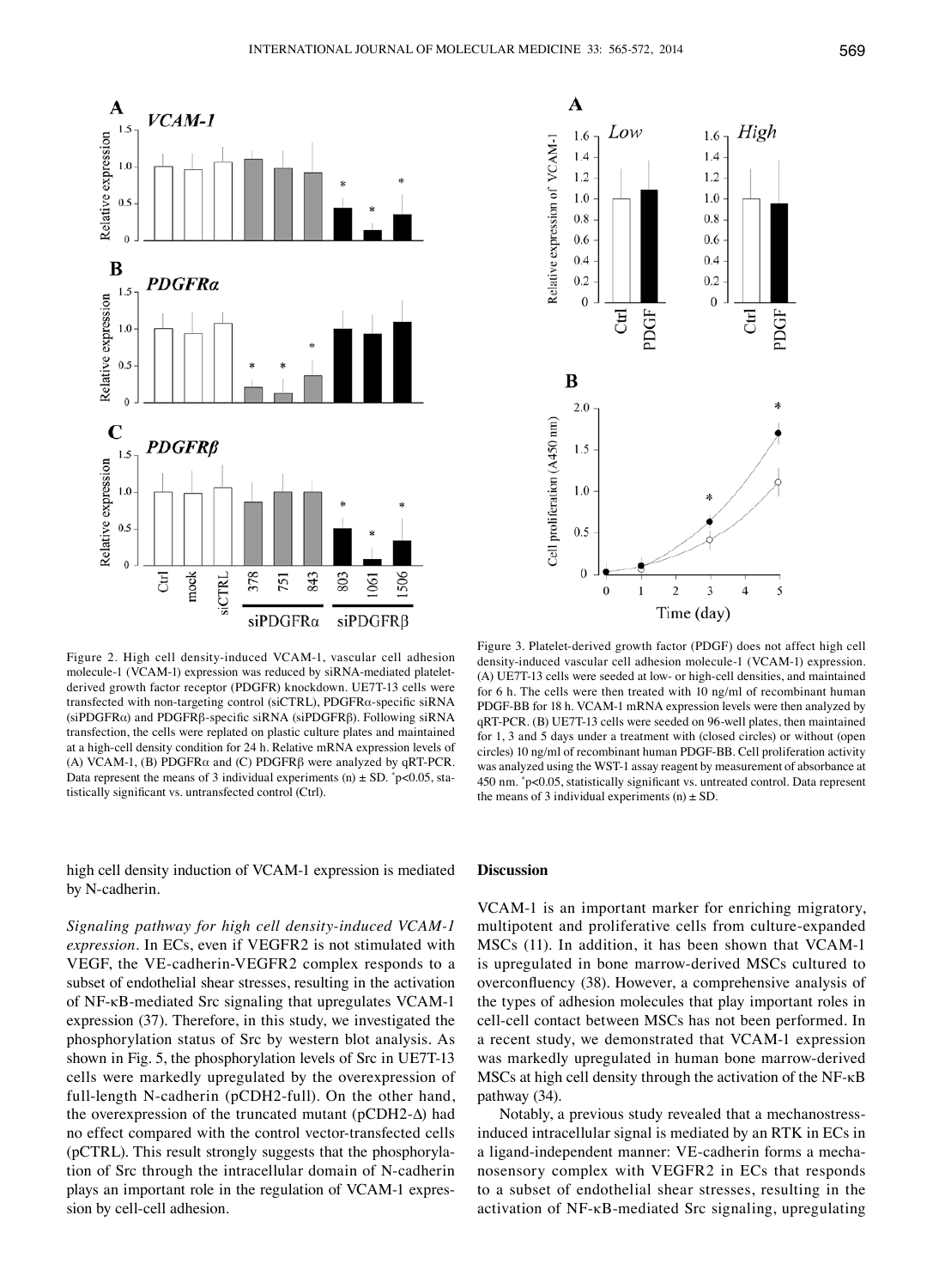Figure 2. High cell density-induced VCAM-1, vascular cell adhesion molecule-1 (VCAM-1) expression was reduced by siRNA-mediated platelet-derived growth factor receptor (PDGFR) knockdown. UE7T-13 cells were transfected with non-targeting control (siCTRL), PDGFRα-specific siRNA (siPDGFRα) and PDGFRβ-specific siRNA (siPDGFRβ). Following siRNA transfection, the cells were replated on plastic culture plates and maintained at a high-cell density condition for 24 h. Relative mRNA expression levels of (A) VCAM-1, (B) PDGFRα and (C) PDGFRβ were analyzed by qRT-PCR. Data represent the means of 3 individual experiments (n) ± SD. *p<0.05, statistically significant vs. untransfected control (Ctrl).

Figure 3. Platelet-derived growth factor (PDGF) does not affect high cell density-induced vascular cell adhesion molecule-1 (VCAM-1) expression. (A) UE7T-13 cells were seeded at low- or high-cell densities, and maintained for 6 h. The cells were then treated with 10 ng/ml of recombinant human PDGF-BB for 18 h. VCAM-1 mRNA expression levels were then analyzed by qRT-PCR. (B) UE7T-13 cells were seeded on 96-well plates, then maintained for 1, 3 and 5 days under a treatment with (closed circles) or without (open circles) 10 ng/ml of recombinant human PDGF-BB. Cell proliferation activity was analyzed using the WST-1 assay reagent by measurement of absorbance at 450 nm. *p<0.05, statistically significant vs. untreated control. Data represent the means of 3 individual experiments (n) ± SD.

high cell density induction of VCAM-1 expression is mediated by N-cadherin.

*Signaling pathway for high cell density-induced VCAM-1 expression.* In ECs, even if VEGFR2 is not stimulated with VEGF, the VE-cadherin-VEGFR2 complex responds to a subset of endothelial shear stresses, resulting in the activation of NF-κB-mediated Src signaling that upregulates VCAM-1 expression (37). Therefore, in this study, we investigated the phosphorylation status of Src by western blot analysis. As shown in Fig. 5, the phosphorylation levels of Src in UE7T-13 cells were markedly upregulated by the overexpression of full-length N-cadherin (pCDH2-full). On the other hand, the overexpression of the truncated mutant (pCDH2-Δ) had no effect compared with the control vector-transfected cells (pCTRL). This result strongly suggests that the phosphorylation of Src through the intracellular domain of N-cadherin plays an important role in the regulation of VCAM-1 expression by cell-cell adhesion.

## Discussion

VCAM-1 is an important marker for enriching migratory, multipotent and proliferative cells from culture-expanded MSCs (11). In addition, it has been shown that VCAM-1 is upregulated in bone marrow-derived MSCs cultured to overconfluency (38). However, a comprehensive analysis of the types of adhesion molecules that play important roles in cell-cell contact between MSCs has not been performed. In a recent study, we demonstrated that VCAM-1 expression was markedly upregulated in human bone marrow-derived MSCs at high cell density through the activation of the NF-κB pathway (34).

Notably, a previous study revealed that a mechanostress-induced intracellular signal is mediated by an RTK in ECs in a ligand-independent manner: VE-cadherin forms a mechanosensory complex with VEGFR2 in ECs that responds to a subset of endothelial shear stresses, resulting in the activation of NF-κB-mediated Src signaling, upregulating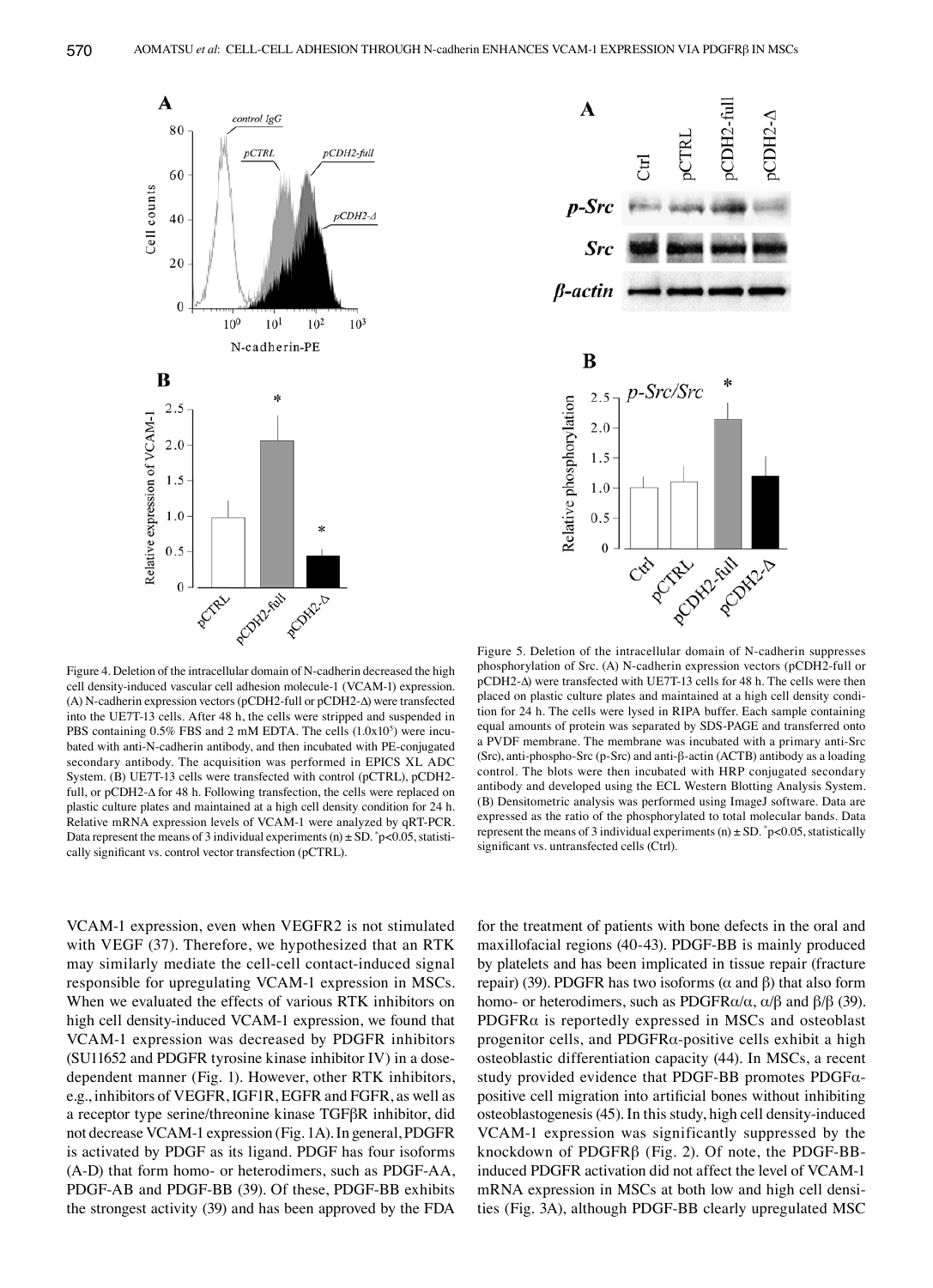Figure 4. Deletion of the intracellular domain of N-cadherin decreased the high cell density-induced vascular cell adhesion molecule-1 (VCAM-1) expression. (A) N-cadherin expression vectors (pCDH2-full or pCDH2-Δ) were transfected into the UE7T-13 cells. After 48 h, the cells were stripped and suspended in PBS containing 0.5% FBS and 2 mM EDTA. The cells ($1.0\times10^5$) were incubated with anti-N-cadherin antibody, and then incubated with PE-conjugated secondary antibody. The acquisition was performed in EPICS XL ADC System. (B) UE7T-13 cells were transfected with control (pCTRL), pCDH2-full, or pCDH2-Δ for 48 h. Following transfection, the cells were replaced on plastic culture plates and maintained at a high cell density condition for 24 h. Relative mRNA expression levels of VCAM-1 were analyzed by qRT-PCR. Data represent the means of 3 individual experiments (n) ± SD. *$p<0.05$, statistically significant vs. control vector transfection (pCTRL).

Figure 5. Deletion of the intracellular domain of N-cadherin suppresses phosphorylation of Src. (A) N-cadherin expression vectors (pCDH2-full or pCDH2-Δ) were transfected with UE7T-13 cells for 48 h. The cells were then placed on plastic culture plates and maintained at a high cell density condition for 24 h. The cells were lysed in RIPA buffer. Each sample containing equal amounts of protein was separated by SDS-PAGE and transferred onto a PVDF membrane. The membrane was incubated with a primary anti-Src (Src), anti-phospho-Src (p-Src) and anti-β-actin (ACTB) antibody as a loading control. The blots were then incubated with HRP conjugated secondary antibody and developed using the ECL Western Blotting Analysis System. (B) Densitometric analysis was performed using ImageJ software. Data are expressed as the ratio of the phosphorylated to total molecular bands. Data represent the means of 3 individual experiments (n) ± SD. *$p<0.05$, statistically significant vs. untransfected cells (Ctrl).

VCAM-1 expression, even when VEGFR2 is not stimulated with VEGF (37). Therefore, we hypothesized that an RTK may similarly mediate the cell-cell contact-induced signal responsible for upregulating VCAM-1 expression in MSCs. When we evaluated the effects of various RTK inhibitors on high cell density-induced VCAM-1 expression, we found that VCAM-1 expression was decreased by PDGFR inhibitors (SU11652 and PDGFR tyrosine kinase inhibitor IV) in a dose-dependent manner (Fig. 1). However, other RTK inhibitors, e.g., inhibitors of VEGFR, IGF1R, EGFR and FGFR, as well as a receptor type serine/threonine kinase TGFβR inhibitor, did not decrease VCAM-1 expression (Fig. 1A). In general, PDGFR is activated by PDGF as its ligand. PDGF has four isoforms (A-D) that form homo- or heterodimers, such as PDGF-AA, PDGF-AB and PDGF-BB (39). Of these, PDGF-BB exhibits the strongest activity (39) and has been approved by the FDA for the treatment of patients with bone defects in the oral and maxillofacial regions (40-43). PDGF-BB is mainly produced by platelets and has been implicated in tissue repair (fracture repair) (39). PDGFR has two isoforms (α and β) that also form homo- or heterodimers, such as PDGFRα/α, α/β and β/β (39). PDGFRα is reportedly expressed in MSCs and osteoblast progenitor cells, and PDGFRα-positive cells exhibit a high osteoblastic differentiation capacity (44). In MSCs, a recent study provided evidence that PDGF-BB promotes PDGFα-positive cell migration into artificial bones without inhibiting osteoblastogenesis (45). In this study, high cell density-induced VCAM-1 expression was significantly suppressed by the knockdown of PDGFRβ (Fig. 2). Of note, the PDGF-BB-induced PDGFR activation did not affect the level of VCAM-1 mRNA expression in MSCs at both low and high cell densities (Fig. 3A), although PDGF-BB clearly upregulated MSC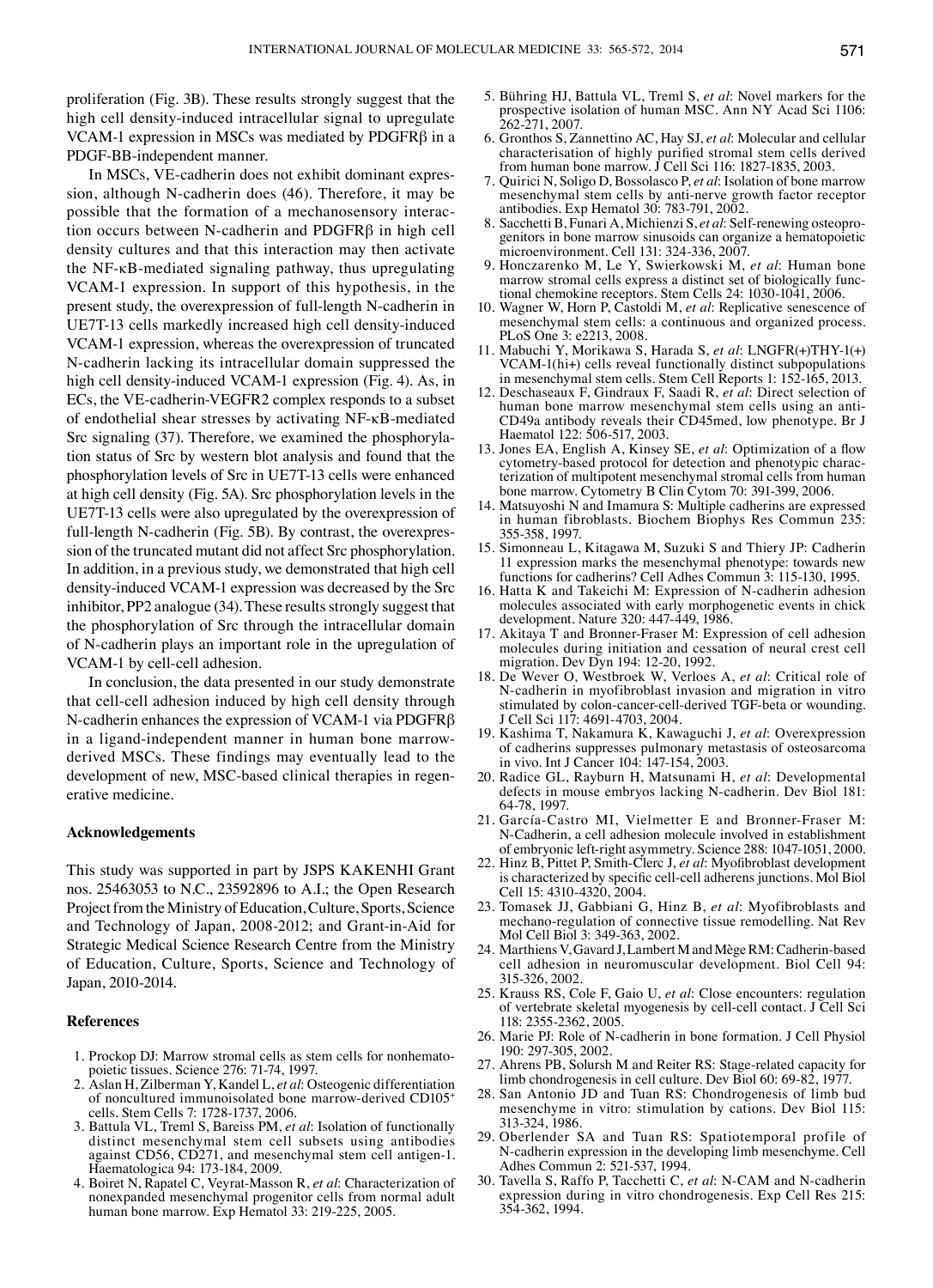proliferation (Fig. 3B). These results strongly suggest that the high cell density-induced intracellular signal to upregulate VCAM-1 expression in MSCs was mediated by PDGFRβ in a PDGF-BB-independent manner.

In MSCs, VE-cadherin does not exhibit dominant expression, although N-cadherin does (46). Therefore, it may be possible that the formation of a mechanosensory interaction occurs between N-cadherin and PDGFRβ in high cell density cultures and that this interaction may then activate the NF-κB-mediated signaling pathway, thus upregulating VCAM-1 expression. In support of this hypothesis, in the present study, the overexpression of full-length N-cadherin in UE7T-13 cells markedly increased high cell density-induced VCAM-1 expression, whereas the overexpression of truncated N-cadherin lacking its intracellular domain suppressed the high cell density-induced VCAM-1 expression (Fig. 4). As, in ECs, the VE-cadherin-VEGFR2 complex responds to a subset of endothelial shear stresses by activating NF-κB-mediated Src signaling (37). Therefore, we examined the phosphorylation status of Src by western blot analysis and found that the phosphorylation levels of Src in UE7T-13 cells were enhanced at high cell density (Fig. 5A). Src phosphorylation levels in the UE7T-13 cells were also upregulated by the overexpression of full-length N-cadherin (Fig. 5B). By contrast, the overexpression of the truncated mutant did not affect Src phosphorylation. In addition, in a previous study, we demonstrated that high cell density-induced VCAM-1 expression was decreased by the Src inhibitor, PP2 analogue (34). These results strongly suggest that the phosphorylation of Src through the intracellular domain of N-cadherin plays an important role in the upregulation of VCAM-1 by cell-cell adhesion.

In conclusion, the data presented in our study demonstrate that cell-cell adhesion induced by high cell density through N-cadherin enhances the expression of VCAM-1 via PDGFRβ in a ligand-independent manner in human bone marrow-derived MSCs. These findings may eventually lead to the development of new, MSC-based clinical therapies in regenerative medicine.

## Acknowledgements

This study was supported in part by JSPS KAKENHI Grant nos. 25463053 to N.C., 23592896 to A.I.; the Open Research Project from the Ministry of Education, Culture, Sports, Science and Technology of Japan, 2008-2012; and Grant-in-Aid for Strategic Medical Science Research Centre from the Ministry of Education, Culture, Sports, Science and Technology of Japan, 2010-2014.

## References

1. Prockop DJ: Marrow stromal cells as stem cells for nonhematopoietic tissues. Science 276: 71-74, 1997.
2. Aslan H, Zilberman Y, Kandel L, *et al*: Osteogenic differentiation of noncultured immunoisolated bone marrow-derived CD105+ cells. Stem Cells 7: 1728-1737, 2006.
3. Battula VL, Treml S, Bareiss PM, *et al*: Isolation of functionally distinct mesenchymal stem cell subsets using antibodies against CD56, CD271, and mesenchymal stem cell antigen-1. Haematologica 94: 173-184, 2009.
4. Boiret N, Rapatel C, Veyrat-Masson R, *et al*: Characterization of nonexpanded mesenchymal progenitor cells from normal adult human bone marrow. Exp Hematol 33: 219-225, 2005.
5. Bühring HJ, Battula VL, Treml S, *et al*: Novel markers for the prospective isolation of human MSC. Ann NY Acad Sci 1106: 262-271, 2007.
6. Gronthos S, Zannettino AC, Hay SJ, *et al*: Molecular and cellular characterisation of highly purified stromal stem cells derived from human bone marrow. J Cell Sci 116: 1827-1835, 2003.
7. Quirici N, Soligo D, Bossolasco P, *et al*: Isolation of bone marrow mesenchymal stem cells by anti-nerve growth factor receptor antibodies. Exp Hematol 30: 783-791, 2002.
8. Sacchetti B, Funari A, Michienzi S, *et al*: Self-renewing osteoprogenitors in bone marrow sinusoids can organize a hematopoietic microenvironment. Cell 131: 324-336, 2007.
9. Honczarenko M, Le Y, Swierkowski M, *et al*: Human bone marrow stromal cells express a distinct set of biologically functional chemokine receptors. Stem Cells 24: 1030-1041, 2006.
10. Wagner W, Horn P, Castoldi M, *et al*: Replicative senescence of mesenchymal stem cells: a continuous and organized process. PLoS One 3: e2213, 2008.
11. Mabuchi Y, Morikawa S, Harada S, *et al*: LNGFR(+)THY-1(+) VCAM-1(hi+) cells reveal functionally distinct subpopulations in mesenchymal stem cells. Stem Cell Reports 1: 152-165, 2013.
12. Deschaseaux F, Gindraux F, Saadi R, *et al*: Direct selection of human bone marrow mesenchymal stem cells using an anti-CD49a antibody reveals their CD45med, low phenotype. Br J Haematol 122: 506-517, 2003.
13. Jones EA, English A, Kinsey SE, *et al*: Optimization of a flow cytometry-based protocol for detection and phenotypic characterization of multipotent mesenchymal stromal cells from human bone marrow. Cytometry B Clin Cytom 70: 391-399, 2006.
14. Matsuyoshi N and Imamura S: Multiple cadherins are expressed in human fibroblasts. Biochem Biophys Res Commun 235: 355-358, 1997.
15. Simonneau L, Kitagawa M, Suzuki S and Thiery JP: Cadherin 11 expression marks the mesenchymal phenotype: towards new functions for cadherins? Cell Adhes Commun 3: 115-130, 1995.
16. Hatta K and Takeichi M: Expression of N-cadherin adhesion molecules associated with early morphogenetic events in chick development. Nature 320: 447-449, 1986.
17. Akitaya T and Bronner-Fraser M: Expression of cell adhesion molecules during initiation and cessation of neural crest cell migration. Dev Dyn 194: 12-20, 1992.
18. De Wever O, Westbroek W, Verloes A, *et al*: Critical role of N-cadherin in myofibroblast invasion and migration in vitro stimulated by colon-cancer-cell-derived TGF-beta or wounding. J Cell Sci 117: 4691-4703, 2004.
19. Kashima T, Nakamura K, Kawaguchi J, *et al*: Overexpression of cadherins suppresses pulmonary metastasis of osteosarcoma in vivo. Int J Cancer 104: 147-154, 2003.
20. Radice GL, Rayburn H, Matsunami H, *et al*: Developmental defects in mouse embryos lacking N-cadherin. Dev Biol 181: 64-78, 1997.
21. García-Castro MI, Vielmetter E and Bronner-Fraser M: N-Cadherin, a cell adhesion molecule involved in establishment of embryonic left-right asymmetry. Science 288: 1047-1051, 2000.
22. Hinz B, Pittet P, Smith-Clerc J, *et al*: Myofibroblast development is characterized by specific cell-cell adherens junctions. Mol Biol Cell 15: 4310-4320, 2004.
23. Tomasek JJ, Gabbiani G, Hinz B, *et al*: Myofibroblasts and mechano-regulation of connective tissue remodelling. Nat Rev Mol Cell Biol 3: 349-363, 2002.
24. Marthiens V, Gavard J, Lambert M and Mège RM: Cadherin-based cell adhesion in neuromuscular development. Biol Cell 94: 315-326, 2002.
25. Krauss RS, Cole F, Gaio U, *et al*: Close encounters: regulation of vertebrate skeletal myogenesis by cell-cell contact. J Cell Sci 118: 2355-2362, 2005.
26. Marie PJ: Role of N-cadherin in bone formation. J Cell Physiol 190: 297-305, 2002.
27. Ahrens PB, Solursh M and Reiter RS: Stage-related capacity for limb chondrogenesis in cell culture. Dev Biol 60: 69-82, 1977.
28. San Antonio JD and Tuan RS: Chondrogenesis of limb bud mesenchyme in vitro: stimulation by cations. Dev Biol 115: 313-324, 1986.
29. Oberlender SA and Tuan RS: Spatiotemporal profile of N-cadherin expression in the developing limb mesenchyme. Cell Adhes Commun 2: 521-537, 1994.
30. Tavella S, Raffo P, Tacchetti C, *et al*: N-CAM and N-cadherin expression during in vitro chondrogenesis. Exp Cell Res 215: 354-362, 1994.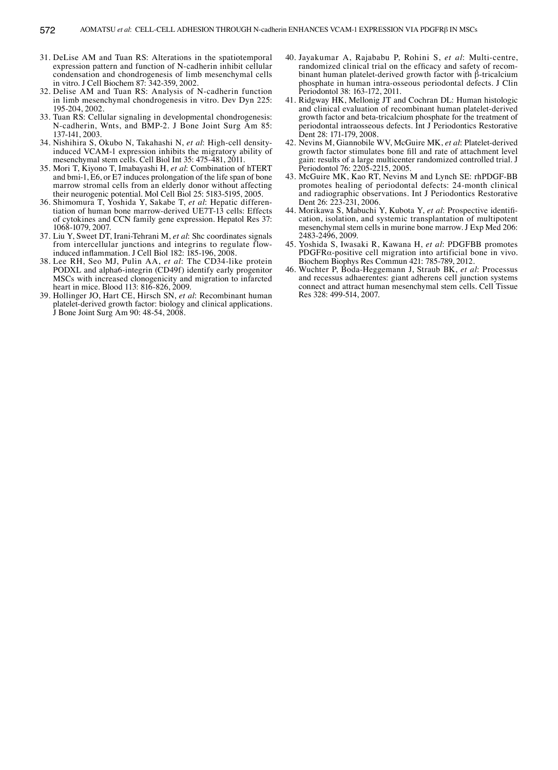31. DeLise AM and Tuan RS: Alterations in the spatiotemporal expression pattern and function of N-cadherin inhibit cellular condensation and chondrogenesis of limb mesenchymal cells in vitro. J Cell Biochem 87: 342-359, 2002.
32. Delise AM and Tuan RS: Analysis of N-cadherin function in limb mesenchymal chondrogenesis in vitro. Dev Dyn 225: 195-204, 2002.
33. Tuan RS: Cellular signaling in developmental chondrogenesis: N-cadherin, Wnts, and BMP-2. J Bone Joint Surg Am 85: 137-141, 2003.
34. Nishihira S, Okubo N, Takahashi N, *et al*: High-cell density-induced VCAM-1 expression inhibits the migratory ability of mesenchymal stem cells. Cell Biol Int 35: 475-481, 2011.
35. Mori T, Kiyono T, Imabayashi H, *et al*: Combination of hTERT and bmi-1, E6, or E7 induces prolongation of the life span of bone marrow stromal cells from an elderly donor without affecting their neurogenic potential. Mol Cell Biol 25: 5183-5195, 2005.
36. Shimomura T, Yoshida Y, Sakabe T, *et al*: Hepatic differentiation of human bone marrow-derived UE7T-13 cells: Effects of cytokines and CCN family gene expression. Hepatol Res 37: 1068-1079, 2007.
37. Liu Y, Sweet DT, Irani-Tehrani M, *et al*: Shc coordinates signals from intercellular junctions and integrins to regulate flow-induced inflammation. J Cell Biol 182: 185-196, 2008.
38. Lee RH, Seo MJ, Pulin AA, *et al*: The CD34-like protein PODXL and alpha6-integrin (CD49f) identify early progenitor MSCs with increased clonogenicity and migration to infarcted heart in mice. Blood 113: 816-826, 2009.
39. Hollinger JO, Hart CE, Hirsch SN, *et al*: Recombinant human platelet-derived growth factor: biology and clinical applications. J Bone Joint Surg Am 90: 48-54, 2008.
40. Jayakumar A, Rajababu P, Rohini S, *et al*: Multi-centre, randomized clinical trial on the efficacy and safety of recombinant human platelet-derived growth factor with β-tricalcium phosphate in human intra-osseous periodontal defects. J Clin Periodontol 38: 163-172, 2011.
41. Ridgway HK, Mellonig JT and Cochran DL: Human histologic and clinical evaluation of recombinant human platelet-derived growth factor and beta-tricalcium phosphate for the treatment of periodontal intraosseous defects. Int J Periodontics Restorative Dent 28: 171-179, 2008.
42. Nevins M, Giannobile WV, McGuire MK, *et al*: Platelet-derived growth factor stimulates bone fill and rate of attachment level gain: results of a large multicenter randomized controlled trial. J Periodontol 76: 2205-2215, 2005.
43. McGuire MK, Kao RT, Nevins M and Lynch SE: rhPDGF-BB promotes healing of periodontal defects: 24-month clinical and radiographic observations. Int J Periodontics Restorative Dent 26: 223-231, 2006.
44. Morikawa S, Mabuchi Y, Kubota Y, *et al*: Prospective identification, isolation, and systemic transplantation of multipotent mesenchymal stem cells in murine bone marrow. J Exp Med 206: 2483-2496, 2009.
45. Yoshida S, Iwasaki R, Kawana H, *et al*: PDGFBB promotes PDGFRα-positive cell migration into artificial bone in vivo. Biochem Biophys Res Commun 421: 785-789, 2012.
46. Wuchter P, Boda-Heggemann J, Straub BK, *et al*: Processus and recessus adhaerentes: giant adherens cell junction systems connect and attract human mesenchymal stem cells. Cell Tissue Res 328: 499-514, 2007.